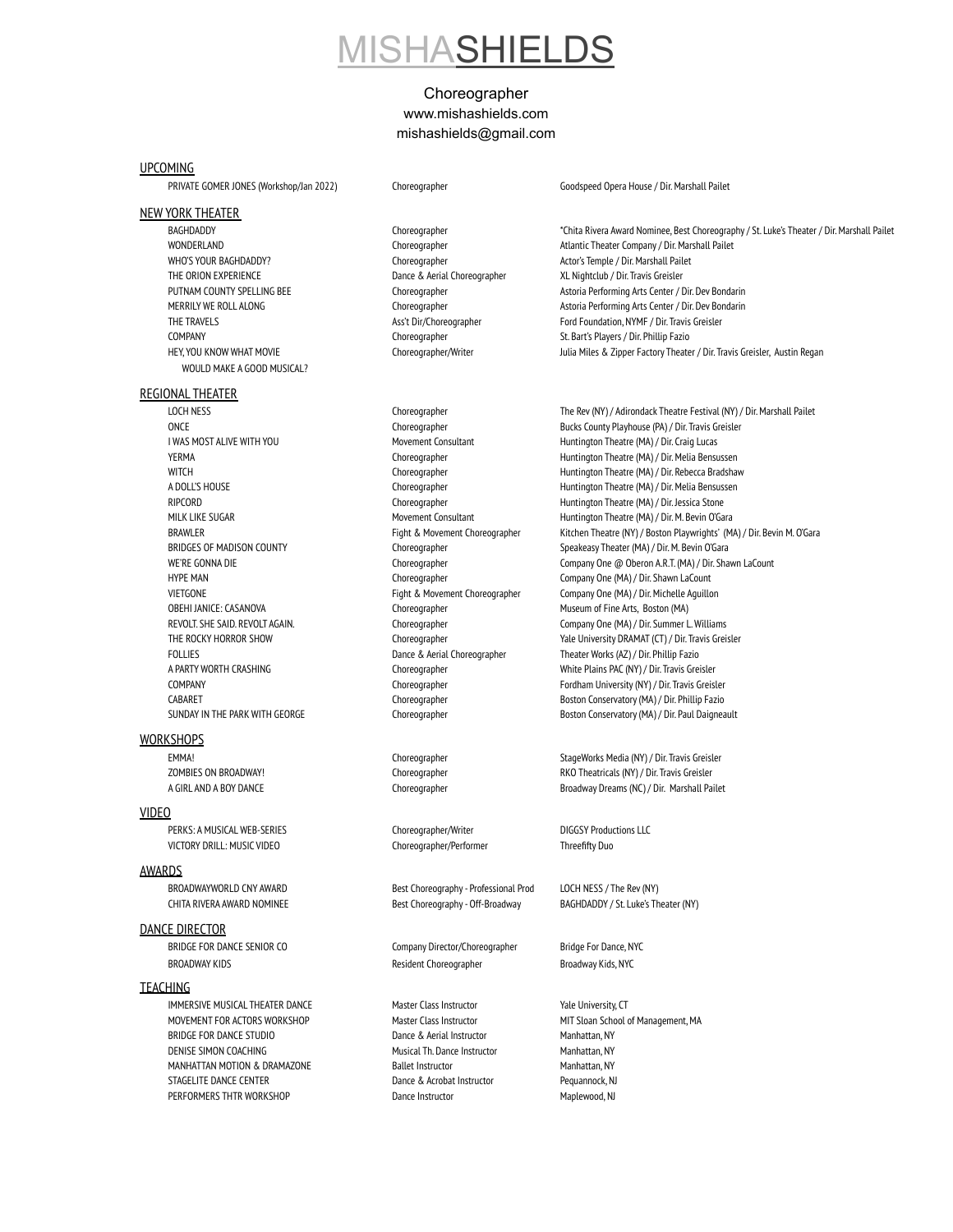# MISHASHIELDS

Choreographer
www.mishashields.com
mishashields@gmail.com

## UPCOMING

| | | |
|---|---|---|
| PRIVATE GOMER JONES (Workshop/Jan 2022) | Choreographer | Goodspeed Opera House / Dir. Marshall Pailet |

## NEW YORK THEATER

| | | |
|---|---|---|
| BAGHDADDY | Choreographer | *Chita Rivera Award Nominee, Best Choreography / St. Luke's Theater / Dir. Marshall Pailet |
| WONDERLAND | Choreographer | Atlantic Theater Company / Dir. Marshall Pailet |
| WHO'S YOUR BAGHDADDY? | Choreographer | Actor's Temple / Dir. Marshall Pailet |
| THE ORION EXPERIENCE | Dance & Aerial Choreographer | XL Nightclub / Dir. Travis Greisler |
| PUTNAM COUNTY SPELLING BEE | Choreographer | Astoria Performing Arts Center / Dir. Dev Bondarin |
| MERRILY WE ROLL ALONG | Choreographer | Astoria Performing Arts Center / Dir. Dev Bondarin |
| THE TRAVELS | Ass't Dir/Choreographer | Ford Foundation, NYMF / Dir. Travis Greisler |
| COMPANY | Choreographer | St. Bart's Players / Dir. Phillip Fazio |
| HEY, YOU KNOW WHAT MOVIE WOULD MAKE A GOOD MUSICAL? | Choreographer/Writer | Julia Miles & Zipper Factory Theater / Dir. Travis Greisler, Austin Regan |

## REGIONAL THEATER

| | | |
|---|---|---|
| LOCH NESS | Choreographer | The Rev (NY) / Adirondack Theatre Festival (NY) / Dir. Marshall Pailet |
| ONCE | Choreographer | Bucks County Playhouse (PA) / Dir. Travis Greisler |
| I WAS MOST ALIVE WITH YOU | Movement Consultant | Huntington Theatre (MA) / Dir. Craig Lucas |
| YERMA | Choreographer | Huntington Theatre (MA) / Dir. Melia Bensussen |
| WITCH | Choreographer | Huntington Theatre (MA) / Dir. Rebecca Bradshaw |
| A DOLL'S HOUSE | Choreographer | Huntington Theatre (MA) / Dir. Melia Bensussen |
| RIPCORD | Choreographer | Huntington Theatre (MA) / Dir. Jessica Stone |
| MILK LIKE SUGAR | Movement Consultant | Huntington Theatre (MA) / Dir. M. Bevin O'Gara |
| BRAWLER | Fight & Movement Choreographer | Kitchen Theatre (NY) / Boston Playwrights' (MA) / Dir. Bevin M. O'Gara |
| BRIDGES OF MADISON COUNTY | Choreographer | Speakeasy Theater (MA) / Dir. M. Bevin O'Gara |
| WE'RE GONNA DIE | Choreographer | Company One @ Oberon A.R.T. (MA) / Dir. Shawn LaCount |
| HYPE MAN | Choreographer | Company One (MA) / Dir. Shawn LaCount |
| VIETGONE | Fight & Movement Choreographer | Company One (MA) / Dir. Michelle Aguillon |
| OBEHI JANICE: CASANOVA | Choreographer | Museum of Fine Arts, Boston (MA) |
| REVOLT. SHE SAID. REVOLT AGAIN. | Choreographer | Company One (MA) / Dir. Summer L. Williams |
| THE ROCKY HORROR SHOW | Choreographer | Yale University DRAMAT (CT) / Dir. Travis Greisler |
| FOLLIES | Dance & Aerial Choreographer | Theater Works (AZ) / Dir. Phillip Fazio |
| A PARTY WORTH CRASHING | Choreographer | White Plains PAC (NY) / Dir. Travis Greisler |
| COMPANY | Choreographer | Fordham University (NY) / Dir. Travis Greisler |
| CABARET | Choreographer | Boston Conservatory (MA) / Dir. Phillip Fazio |
| SUNDAY IN THE PARK WITH GEORGE | Choreographer | Boston Conservatory (MA) / Dir. Paul Daigneault |

## WORKSHOPS

| | | |
|---|---|---|
| EMMA! | Choreographer | StageWorks Media (NY) / Dir. Travis Greisler |
| ZOMBIES ON BROADWAY! | Choreographer | RKO Theatricals (NY) / Dir. Travis Greisler |
| A GIRL AND A BOY DANCE | Choreographer | Broadway Dreams (NC) / Dir. Marshall Pailet |

## VIDEO

| | | |
|---|---|---|
| PERKS: A MUSICAL WEB-SERIES | Choreographer/Writer | DIGGSY Productions LLC |
| VICTORY DRILL: MUSIC VIDEO | Choreographer/Performer | Threefifty Duo |

## AWARDS

| | | |
|---|---|---|
| BROADWAYWORLD CNY AWARD | Best Choreography - Professional Prod | LOCH NESS / The Rev (NY) |
| CHITA RIVERA AWARD NOMINEE | Best Choreography - Off-Broadway | BAGHDADDY / St. Luke's Theater (NY) |

## DANCE DIRECTOR

| | | |
|---|---|---|
| BRIDGE FOR DANCE SENIOR CO | Company Director/Choreographer | Bridge For Dance, NYC |
| BROADWAY KIDS | Resident Choreographer | Broadway Kids, NYC |

## TEACHING

| | | |
|---|---|---|
| IMMERSIVE MUSICAL THEATER DANCE | Master Class Instructor | Yale University, CT |
| MOVEMENT FOR ACTORS WORKSHOP | Master Class Instructor | MIT Sloan School of Management, MA |
| BRIDGE FOR DANCE STUDIO | Dance & Aerial Instructor | Manhattan, NY |
| DENISE SIMON COACHING | Musical Th. Dance Instructor | Manhattan, NY |
| MANHATTAN MOTION & DRAMAZONE | Ballet Instructor | Manhattan, NY |
| STAGELITE DANCE CENTER | Dance & Acrobat Instructor | Pequannock, NJ |
| PERFORMERS THTR WORKSHOP | Dance Instructor | Maplewood, NJ |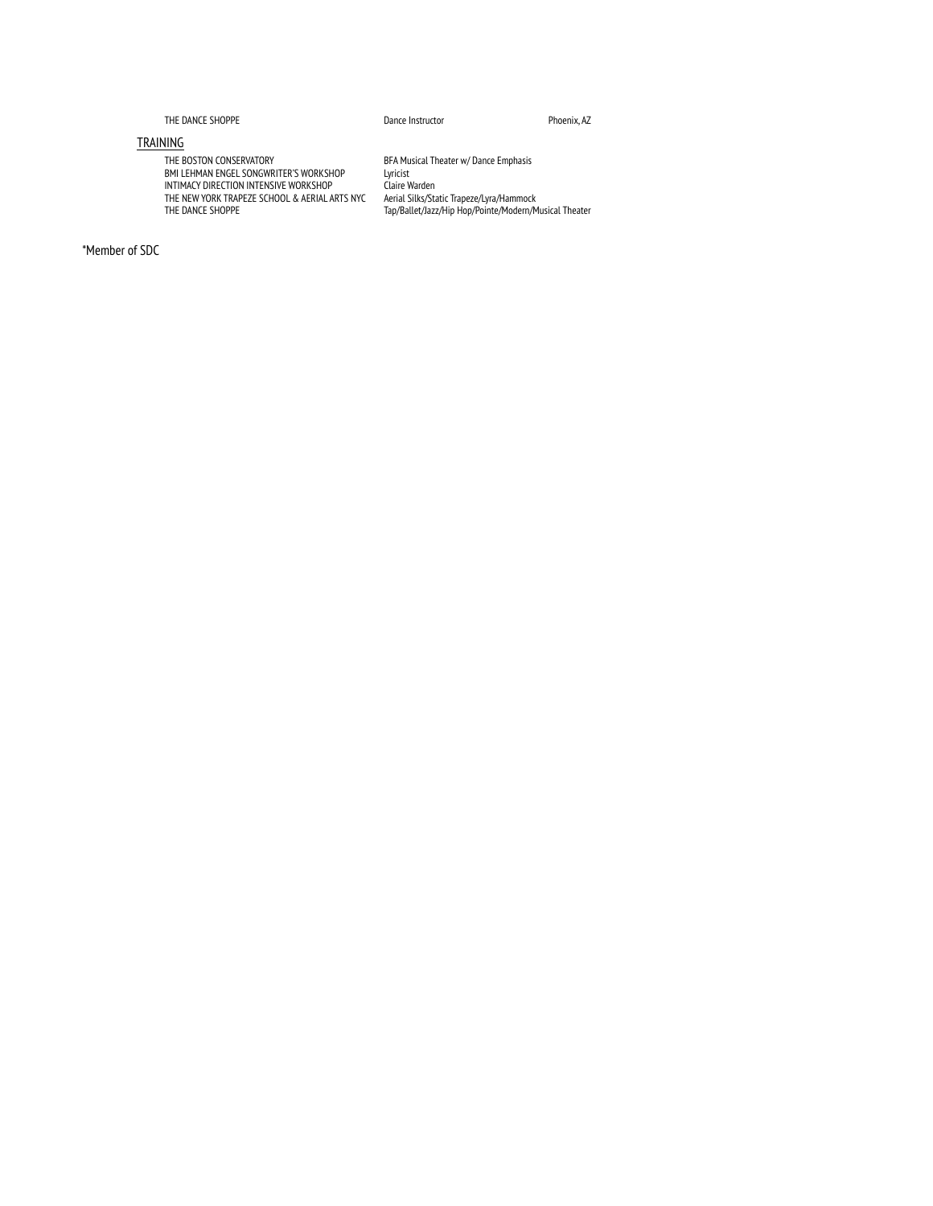| | | |
|---|---|---|
| THE DANCE SHOPPE | Dance Instructor | Phoenix, AZ |

## TRAINING

| | |
|---|---|
| THE BOSTON CONSERVATORY | BFA Musical Theater w/ Dance Emphasis |
| BMI LEHMAN ENGEL SONGWRITER'S WORKSHOP | Lyricist |
| INTIMACY DIRECTION INTENSIVE WORKSHOP | Claire Warden |
| THE NEW YORK TRAPEZE SCHOOL & AERIAL ARTS NYC | Aerial Silks/Static Trapeze/Lyra/Hammock |
| THE DANCE SHOPPE | Tap/Ballet/Jazz/Hip Hop/Pointe/Modern/Musical Theater |

*Member of SDC